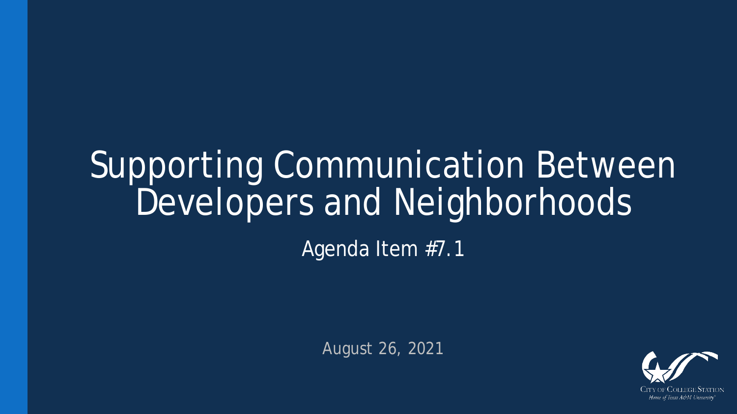# Supporting Communication Between Developers and Neighborhoods

Agenda Item #7.1

August 26, 2021

CITY OF COLLEGE STATION
*Home of Texas A&M University®*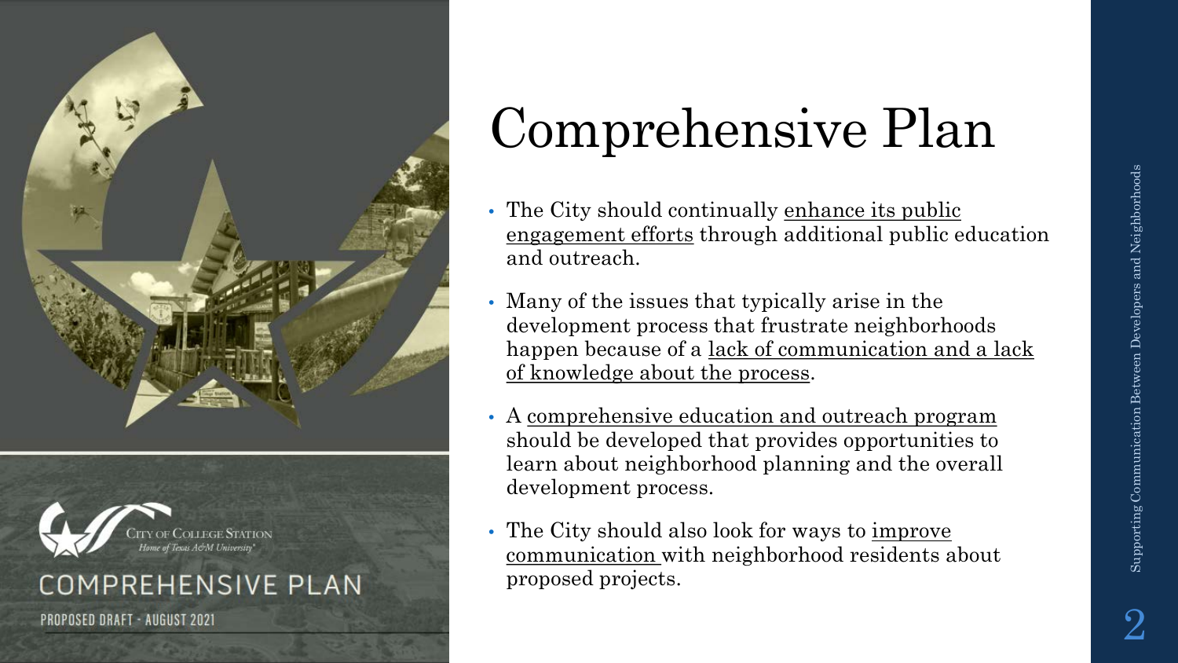# Comprehensive Plan

- The City should continually enhance its public engagement efforts through additional public education and outreach.
- Many of the issues that typically arise in the development process that frustrate neighborhoods happen because of a lack of communication and a lack of knowledge about the process.
- A comprehensive education and outreach program should be developed that provides opportunities to learn about neighborhood planning and the overall development process.
- The City should also look for ways to improve communication with neighborhood residents about proposed projects.

CITY OF COLLEGE STATION
*Home of Texas A&M University*

COMPREHENSIVE PLAN

PROPOSED DRAFT - AUGUST 2021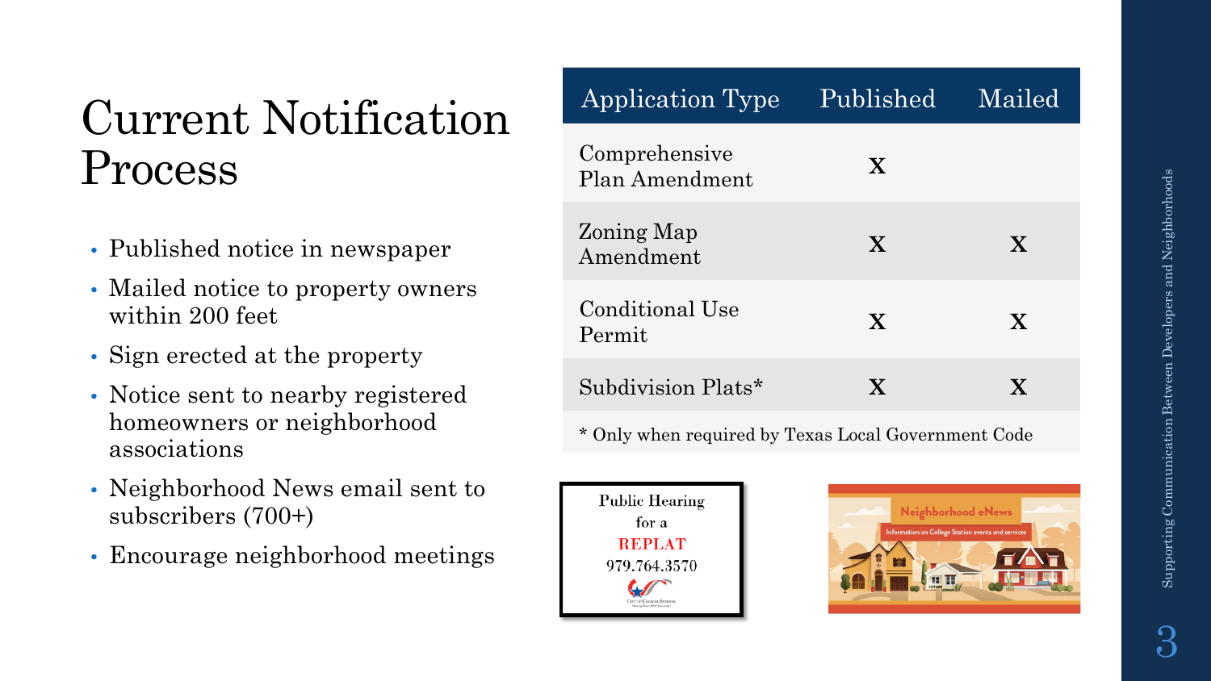# Current Notification Process

- Published notice in newspaper
- Mailed notice to property owners within 200 feet
- Sign erected at the property
- Notice sent to nearby registered homeowners or neighborhood associations
- Neighborhood News email sent to subscribers (700+)
- Encourage neighborhood meetings

| Application Type | Published | Mailed |
| --- | --- | --- |
| Comprehensive Plan Amendment | X | |
| Zoning Map Amendment | X | X |
| Conditional Use Permit | X | X |
| Subdivision Plats* | X | X |

* Only when required by Texas Local Government Code

Public Hearing for a REPLAT 979.764.3570

Neighborhood eNews

Information on College Station events and services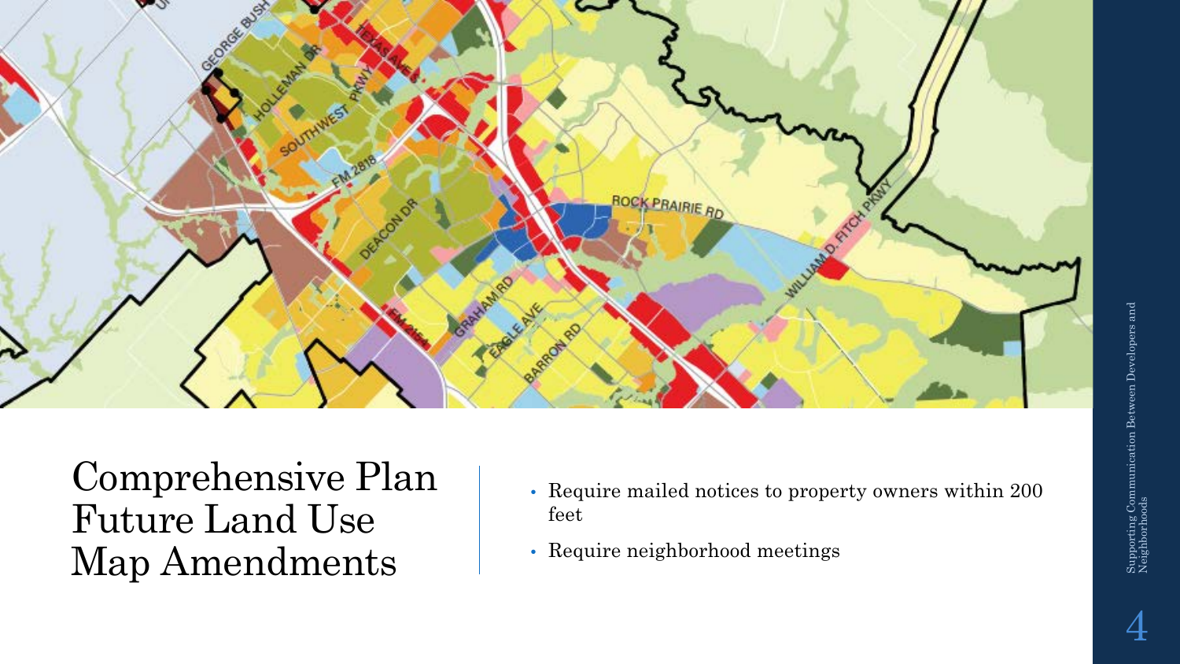# Comprehensive Plan Future Land Use Map Amendments

- Require mailed notices to property owners within 200 feet
- Require neighborhood meetings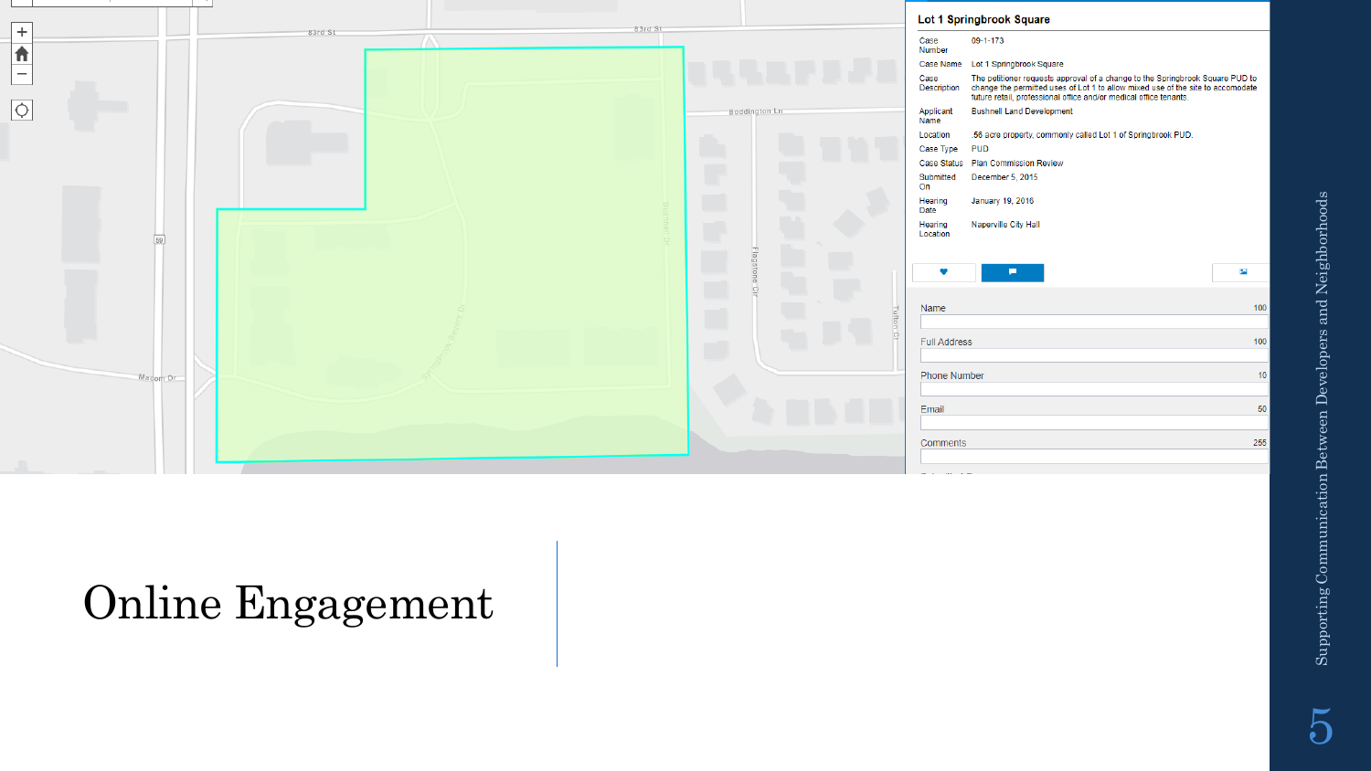**Lot 1 Springbrook Square**

| | |
|---|---|
| Case Number | 09-1-173 |
| Case Name | Lot 1 Springbrook Square |
| Case Description | The petitioner requests approval of a change to the Springbrook Square PUD to change the permitted uses of Lot 1 to allow mixed use of the site to accomodate future retail, professional office and/or medical office tenants. |
| Applicant Name | Bushnell Land Development |
| Location | .56 acre property, commonly called Lot 1 of Springbrook PUD. |
| Case Type | PUD |
| Case Status | Plan Commission Review |
| Submitted On | December 5, 2015 |
| Hearing Date | January 19, 2016 |
| Hearing Location | Naperville City Hall |

Name 100

Full Address 100

Phone Number 10

Email 50

Comments 255

# Online Engagement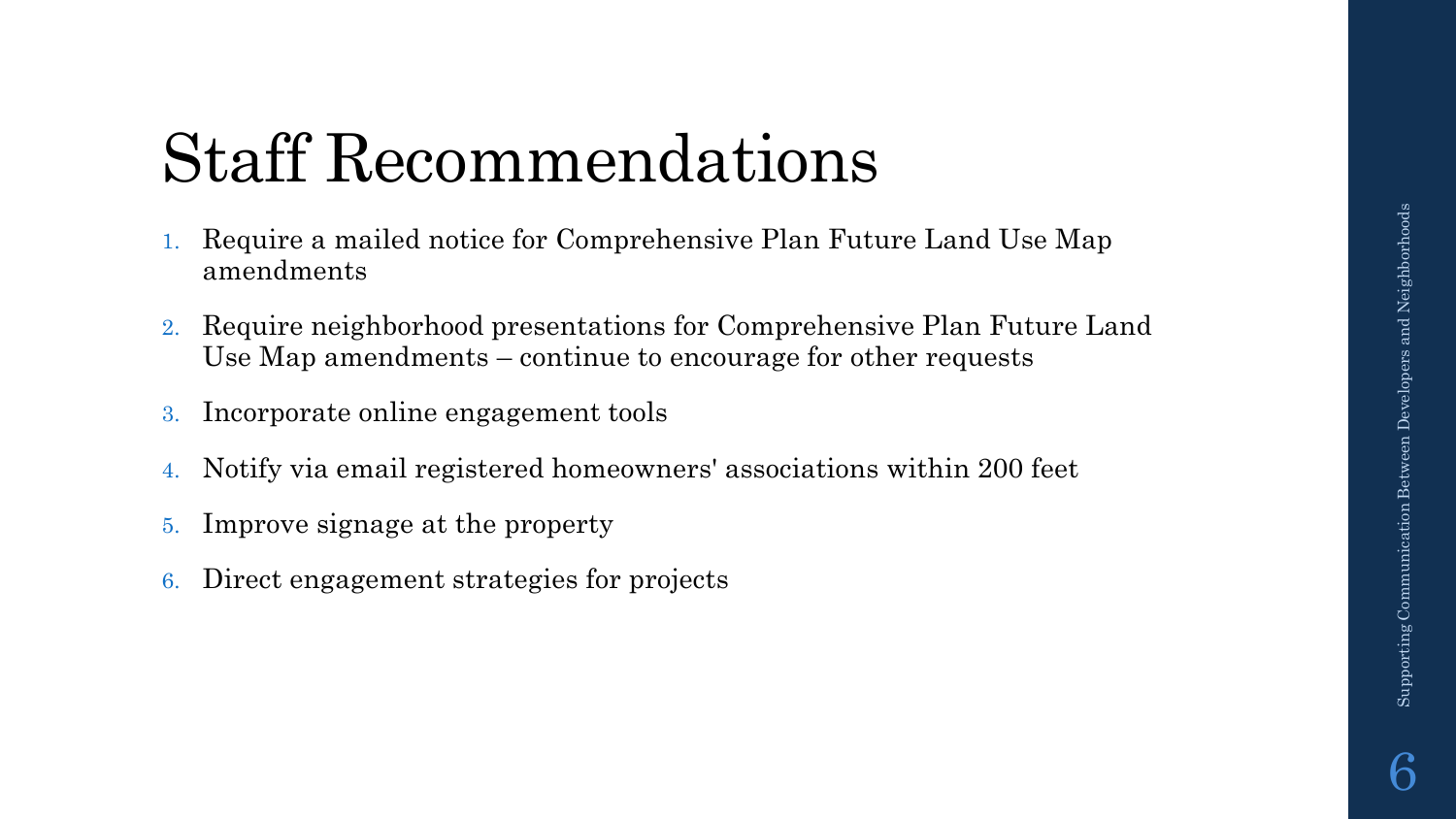# Staff Recommendations

1. Require a mailed notice for Comprehensive Plan Future Land Use Map amendments
2. Require neighborhood presentations for Comprehensive Plan Future Land Use Map amendments – continue to encourage for other requests
3. Incorporate online engagement tools
4. Notify via email registered homeowners' associations within 200 feet
5. Improve signage at the property
6. Direct engagement strategies for projects